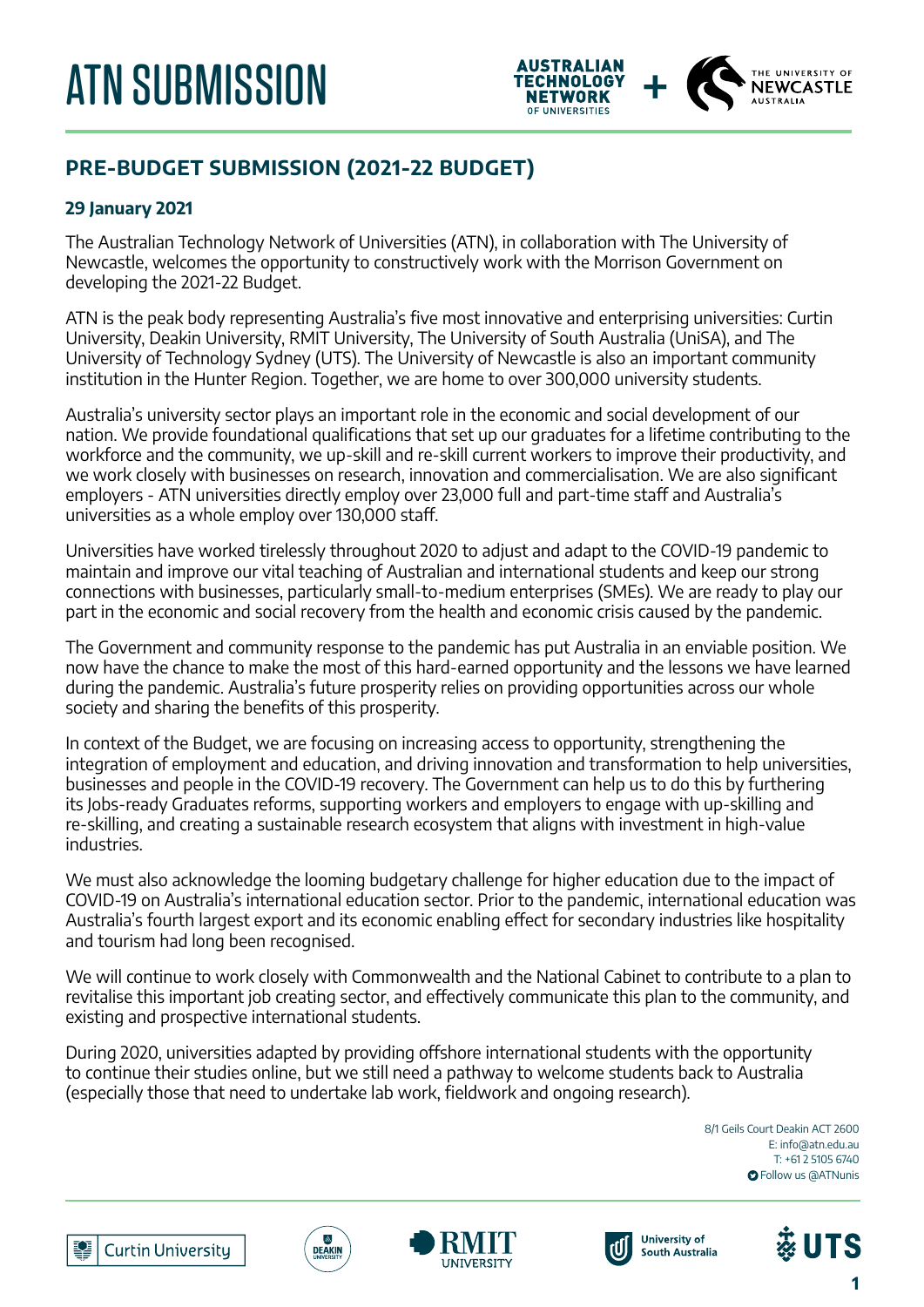# ATN SUBMISSION

## PRE-BUDGET SUBMISSION (2021-22 BUDGET)

**29 January 2021**

The Australian Technology Network of Universities (ATN), in collaboration with The University of Newcastle, welcomes the opportunity to constructively work with the Morrison Government on developing the 2021-22 Budget.

ATN is the peak body representing Australia's five most innovative and enterprising universities: Curtin University, Deakin University, RMIT University, The University of South Australia (UniSA), and The University of Technology Sydney (UTS). The University of Newcastle is also an important community institution in the Hunter Region. Together, we are home to over 300,000 university students.

Australia's university sector plays an important role in the economic and social development of our nation. We provide foundational qualifications that set up our graduates for a lifetime contributing to the workforce and the community, we up-skill and re-skill current workers to improve their productivity, and we work closely with businesses on research, innovation and commercialisation. We are also significant employers - ATN universities directly employ over 23,000 full and part-time staff and Australia's universities as a whole employ over 130,000 staff.

Universities have worked tirelessly throughout 2020 to adjust and adapt to the COVID-19 pandemic to maintain and improve our vital teaching of Australian and international students and keep our strong connections with businesses, particularly small-to-medium enterprises (SMEs). We are ready to play our part in the economic and social recovery from the health and economic crisis caused by the pandemic.

The Government and community response to the pandemic has put Australia in an enviable position. We now have the chance to make the most of this hard-earned opportunity and the lessons we have learned during the pandemic. Australia's future prosperity relies on providing opportunities across our whole society and sharing the benefits of this prosperity.

In context of the Budget, we are focusing on increasing access to opportunity, strengthening the integration of employment and education, and driving innovation and transformation to help universities, businesses and people in the COVID-19 recovery. The Government can help us to do this by furthering its Jobs-ready Graduates reforms, supporting workers and employers to engage with up-skilling and re-skilling, and creating a sustainable research ecosystem that aligns with investment in high-value industries.

We must also acknowledge the looming budgetary challenge for higher education due to the impact of COVID-19 on Australia's international education sector. Prior to the pandemic, international education was Australia's fourth largest export and its economic enabling effect for secondary industries like hospitality and tourism had long been recognised.

We will continue to work closely with Commonwealth and the National Cabinet to contribute to a plan to revitalise this important job creating sector, and effectively communicate this plan to the community, and existing and prospective international students.

During 2020, universities adapted by providing offshore international students with the opportunity to continue their studies online, but we still need a pathway to welcome students back to Australia (especially those that need to undertake lab work, fieldwork and ongoing research).

8/1 Geils Court Deakin ACT 2600
E: info@atn.edu.au
T: +61 2 5105 6740
Follow us @ATNunis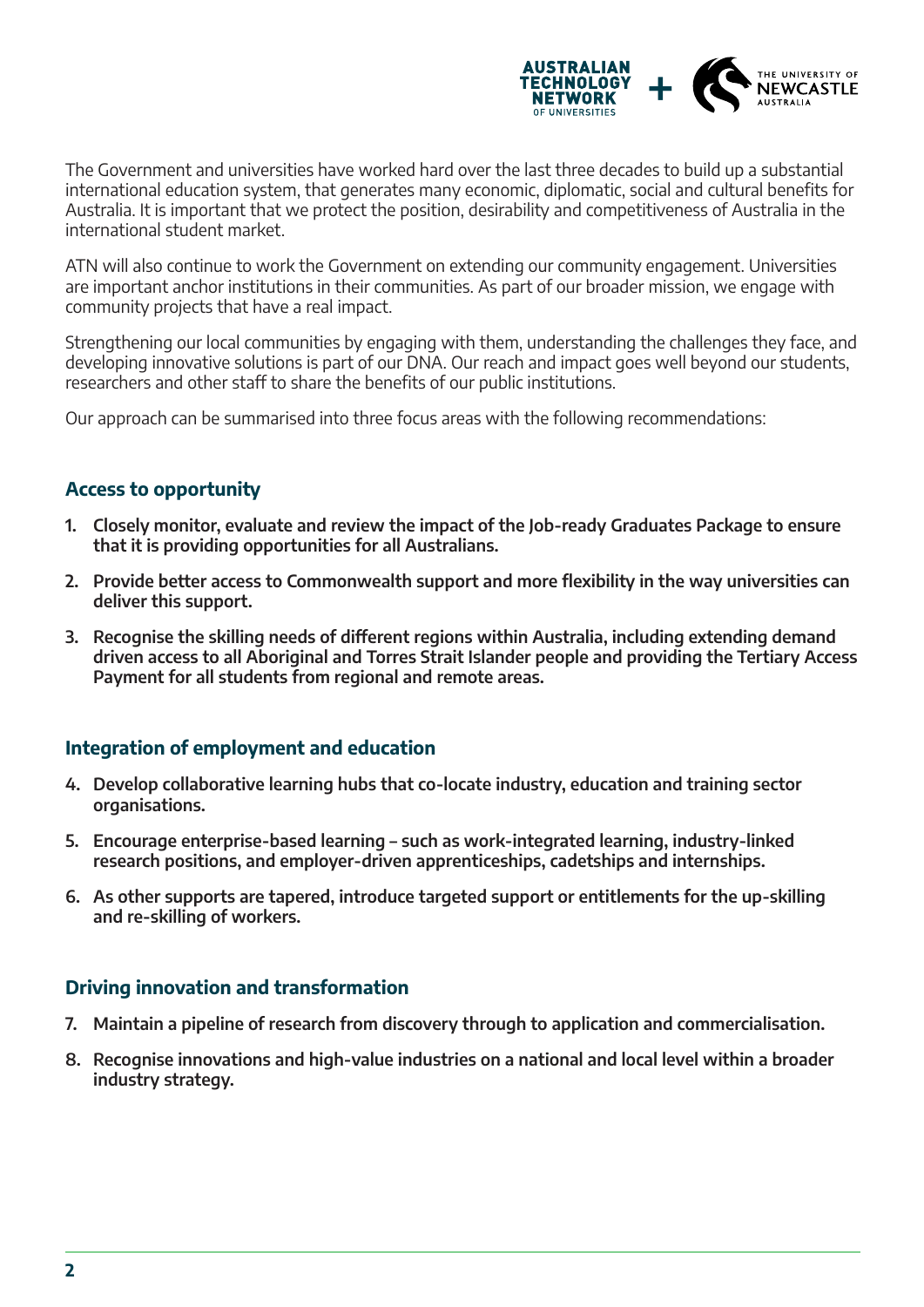The Government and universities have worked hard over the last three decades to build up a substantial international education system, that generates many economic, diplomatic, social and cultural benefits for Australia. It is important that we protect the position, desirability and competitiveness of Australia in the international student market.

ATN will also continue to work the Government on extending our community engagement. Universities are important anchor institutions in their communities. As part of our broader mission, we engage with community projects that have a real impact.

Strengthening our local communities by engaging with them, understanding the challenges they face, and developing innovative solutions is part of our DNA. Our reach and impact goes well beyond our students, researchers and other staff to share the benefits of our public institutions.

Our approach can be summarised into three focus areas with the following recommendations:

### Access to opportunity

1. **Closely monitor, evaluate and review the impact of the Job-ready Graduates Package to ensure that it is providing opportunities for all Australians.**
2. **Provide better access to Commonwealth support and more flexibility in the way universities can deliver this support.**
3. **Recognise the skilling needs of different regions within Australia, including extending demand driven access to all Aboriginal and Torres Strait Islander people and providing the Tertiary Access Payment for all students from regional and remote areas.**

### Integration of employment and education

4. **Develop collaborative learning hubs that co-locate industry, education and training sector organisations.**
5. **Encourage enterprise-based learning – such as work-integrated learning, industry-linked research positions, and employer-driven apprenticeships, cadetships and internships.**
6. **As other supports are tapered, introduce targeted support or entitlements for the up-skilling and re-skilling of workers.**

### Driving innovation and transformation

7. **Maintain a pipeline of research from discovery through to application and commercialisation.**
8. **Recognise innovations and high-value industries on a national and local level within a broader industry strategy.**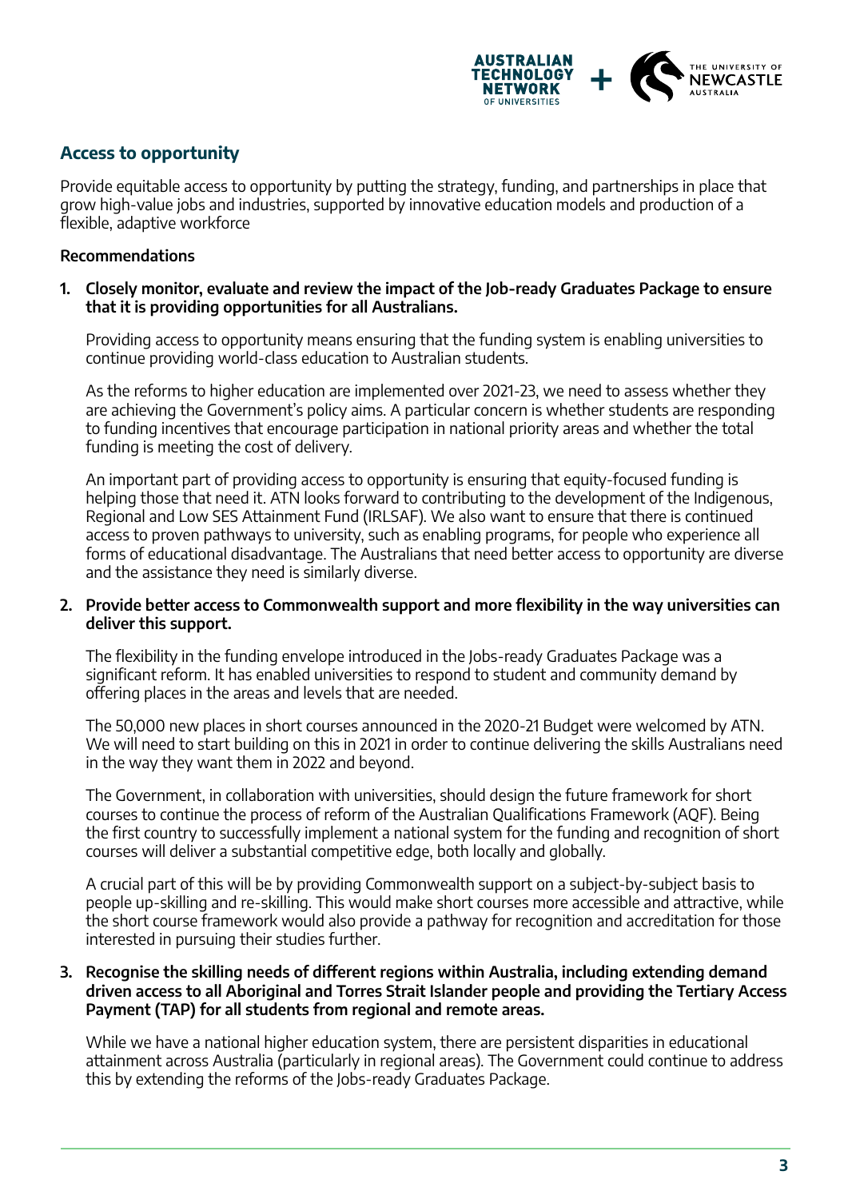## Access to opportunity

Provide equitable access to opportunity by putting the strategy, funding, and partnerships in place that grow high-value jobs and industries, supported by innovative education models and production of a flexible, adaptive workforce

**Recommendations**

1. **Closely monitor, evaluate and review the impact of the Job-ready Graduates Package to ensure that it is providing opportunities for all Australians.**

   Providing access to opportunity means ensuring that the funding system is enabling universities to continue providing world-class education to Australian students.

   As the reforms to higher education are implemented over 2021-23, we need to assess whether they are achieving the Government's policy aims. A particular concern is whether students are responding to funding incentives that encourage participation in national priority areas and whether the total funding is meeting the cost of delivery.

   An important part of providing access to opportunity is ensuring that equity-focused funding is helping those that need it. ATN looks forward to contributing to the development of the Indigenous, Regional and Low SES Attainment Fund (IRLSAF). We also want to ensure that there is continued access to proven pathways to university, such as enabling programs, for people who experience all forms of educational disadvantage. The Australians that need better access to opportunity are diverse and the assistance they need is similarly diverse.

2. **Provide better access to Commonwealth support and more flexibility in the way universities can deliver this support.**

   The flexibility in the funding envelope introduced in the Jobs-ready Graduates Package was a significant reform. It has enabled universities to respond to student and community demand by offering places in the areas and levels that are needed.

   The 50,000 new places in short courses announced in the 2020-21 Budget were welcomed by ATN. We will need to start building on this in 2021 in order to continue delivering the skills Australians need in the way they want them in 2022 and beyond.

   The Government, in collaboration with universities, should design the future framework for short courses to continue the process of reform of the Australian Qualifications Framework (AQF). Being the first country to successfully implement a national system for the funding and recognition of short courses will deliver a substantial competitive edge, both locally and globally.

   A crucial part of this will be by providing Commonwealth support on a subject-by-subject basis to people up-skilling and re-skilling. This would make short courses more accessible and attractive, while the short course framework would also provide a pathway for recognition and accreditation for those interested in pursuing their studies further.

3. **Recognise the skilling needs of different regions within Australia, including extending demand driven access to all Aboriginal and Torres Strait Islander people and providing the Tertiary Access Payment (TAP) for all students from regional and remote areas.**

   While we have a national higher education system, there are persistent disparities in educational attainment across Australia (particularly in regional areas). The Government could continue to address this by extending the reforms of the Jobs-ready Graduates Package.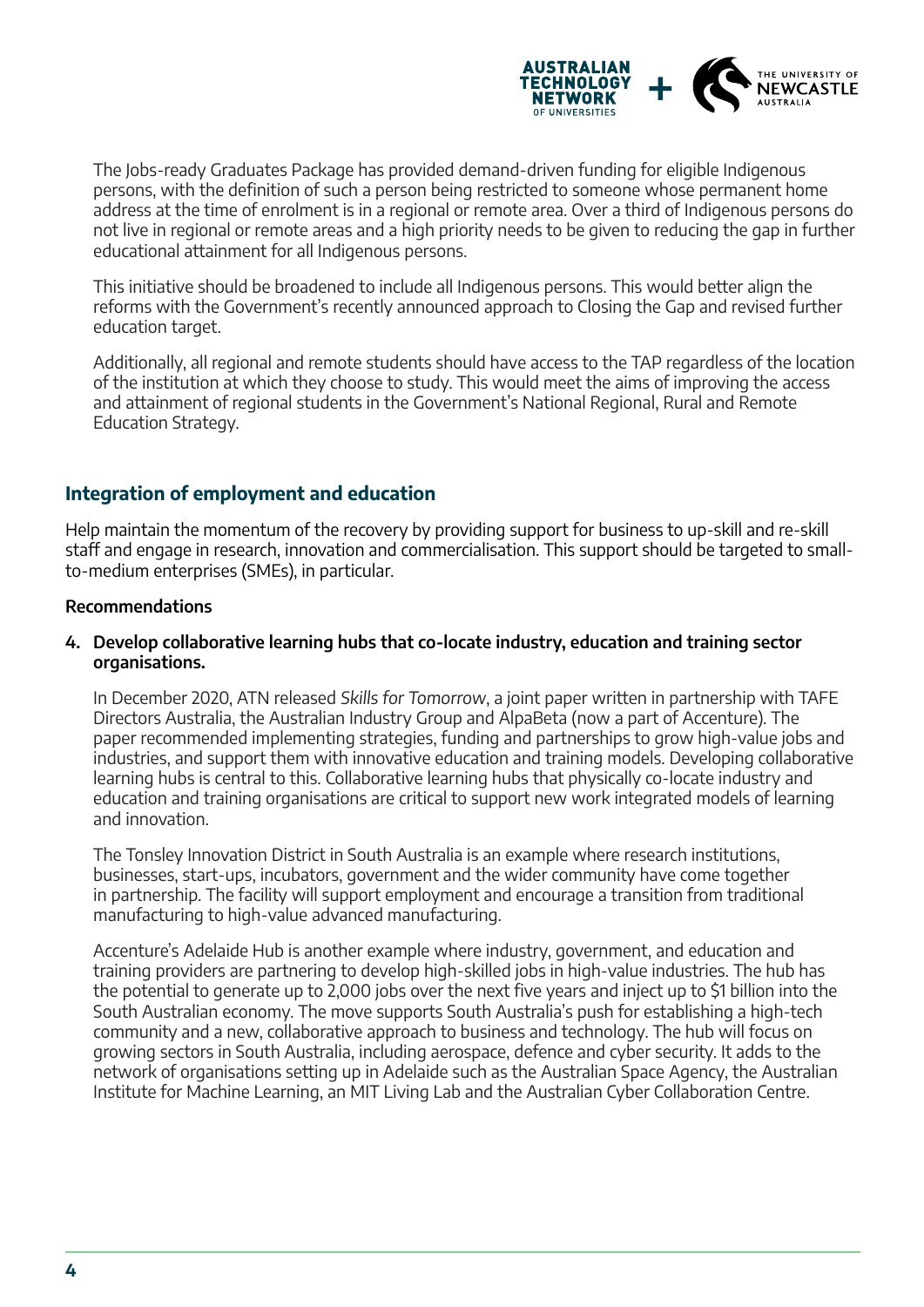The Jobs-ready Graduates Package has provided demand-driven funding for eligible Indigenous persons, with the definition of such a person being restricted to someone whose permanent home address at the time of enrolment is in a regional or remote area. Over a third of Indigenous persons do not live in regional or remote areas and a high priority needs to be given to reducing the gap in further educational attainment for all Indigenous persons.

This initiative should be broadened to include all Indigenous persons. This would better align the reforms with the Government's recently announced approach to Closing the Gap and revised further education target.

Additionally, all regional and remote students should have access to the TAP regardless of the location of the institution at which they choose to study. This would meet the aims of improving the access and attainment of regional students in the Government's National Regional, Rural and Remote Education Strategy.

## Integration of employment and education

Help maintain the momentum of the recovery by providing support for business to up-skill and re-skill staff and engage in research, innovation and commercialisation. This support should be targeted to small-to-medium enterprises (SMEs), in particular.

**Recommendations**

4. **Develop collaborative learning hubs that co-locate industry, education and training sector organisations.**

   In December 2020, ATN released *Skills for Tomorrow*, a joint paper written in partnership with TAFE Directors Australia, the Australian Industry Group and AlpaBeta (now a part of Accenture). The paper recommended implementing strategies, funding and partnerships to grow high-value jobs and industries, and support them with innovative education and training models. Developing collaborative learning hubs is central to this. Collaborative learning hubs that physically co-locate industry and education and training organisations are critical to support new work integrated models of learning and innovation.

   The Tonsley Innovation District in South Australia is an example where research institutions, businesses, start-ups, incubators, government and the wider community have come together in partnership. The facility will support employment and encourage a transition from traditional manufacturing to high-value advanced manufacturing.

   Accenture's Adelaide Hub is another example where industry, government, and education and training providers are partnering to develop high-skilled jobs in high-value industries. The hub has the potential to generate up to 2,000 jobs over the next five years and inject up to $1 billion into the South Australian economy. The move supports South Australia's push for establishing a high-tech community and a new, collaborative approach to business and technology. The hub will focus on growing sectors in South Australia, including aerospace, defence and cyber security. It adds to the network of organisations setting up in Adelaide such as the Australian Space Agency, the Australian Institute for Machine Learning, an MIT Living Lab and the Australian Cyber Collaboration Centre.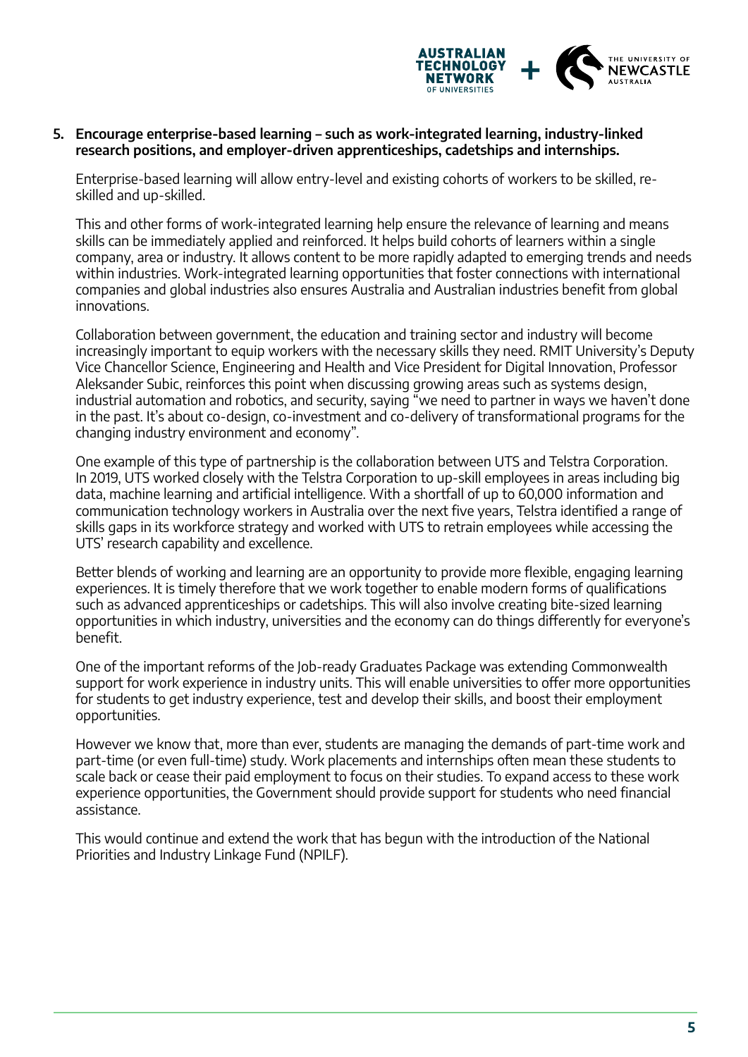5. **Encourage enterprise-based learning – such as work-integrated learning, industry-linked research positions, and employer-driven apprenticeships, cadetships and internships.**

   Enterprise-based learning will allow entry-level and existing cohorts of workers to be skilled, re-skilled and up-skilled.

   This and other forms of work-integrated learning help ensure the relevance of learning and means skills can be immediately applied and reinforced. It helps build cohorts of learners within a single company, area or industry. It allows content to be more rapidly adapted to emerging trends and needs within industries. Work-integrated learning opportunities that foster connections with international companies and global industries also ensures Australia and Australian industries benefit from global innovations.

   Collaboration between government, the education and training sector and industry will become increasingly important to equip workers with the necessary skills they need. RMIT University's Deputy Vice Chancellor Science, Engineering and Health and Vice President for Digital Innovation, Professor Aleksander Subic, reinforces this point when discussing growing areas such as systems design, industrial automation and robotics, and security, saying "we need to partner in ways we haven't done in the past. It's about co-design, co-investment and co-delivery of transformational programs for the changing industry environment and economy".

   One example of this type of partnership is the collaboration between UTS and Telstra Corporation. In 2019, UTS worked closely with the Telstra Corporation to up-skill employees in areas including big data, machine learning and artificial intelligence. With a shortfall of up to 60,000 information and communication technology workers in Australia over the next five years, Telstra identified a range of skills gaps in its workforce strategy and worked with UTS to retrain employees while accessing the UTS' research capability and excellence.

   Better blends of working and learning are an opportunity to provide more flexible, engaging learning experiences. It is timely therefore that we work together to enable modern forms of qualifications such as advanced apprenticeships or cadetships. This will also involve creating bite-sized learning opportunities in which industry, universities and the economy can do things differently for everyone's benefit.

   One of the important reforms of the Job-ready Graduates Package was extending Commonwealth support for work experience in industry units. This will enable universities to offer more opportunities for students to get industry experience, test and develop their skills, and boost their employment opportunities.

   However we know that, more than ever, students are managing the demands of part-time work and part-time (or even full-time) study. Work placements and internships often mean these students to scale back or cease their paid employment to focus on their studies. To expand access to these work experience opportunities, the Government should provide support for students who need financial assistance.

   This would continue and extend the work that has begun with the introduction of the National Priorities and Industry Linkage Fund (NPILF).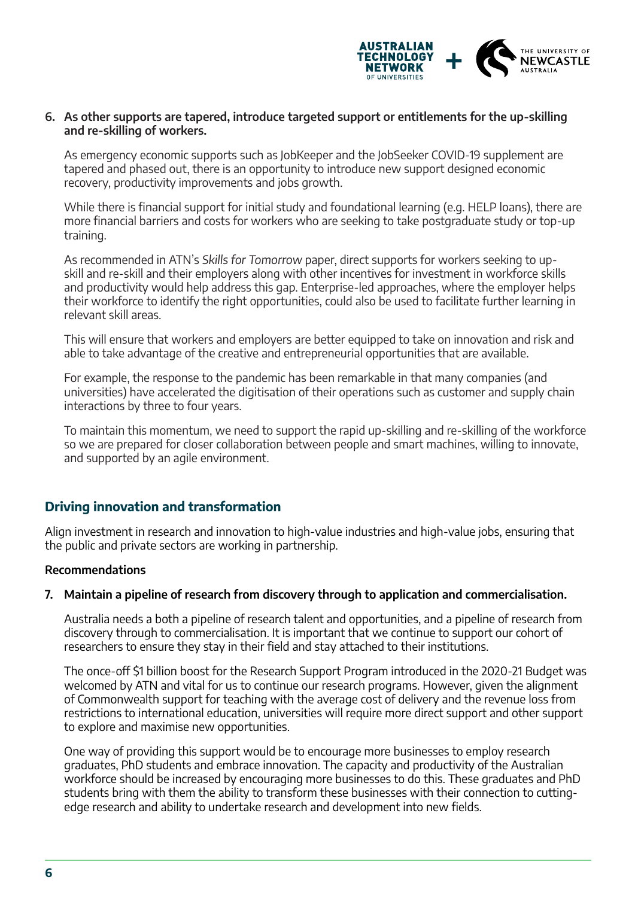6. **As other supports are tapered, introduce targeted support or entitlements for the up-skilling and re-skilling of workers.**

   As emergency economic supports such as JobKeeper and the JobSeeker COVID-19 supplement are tapered and phased out, there is an opportunity to introduce new support designed economic recovery, productivity improvements and jobs growth.

   While there is financial support for initial study and foundational learning (e.g. HELP loans), there are more financial barriers and costs for workers who are seeking to take postgraduate study or top-up training.

   As recommended in ATN's *Skills for Tomorrow* paper, direct supports for workers seeking to up-skill and re-skill and their employers along with other incentives for investment in workforce skills and productivity would help address this gap. Enterprise-led approaches, where the employer helps their workforce to identify the right opportunities, could also be used to facilitate further learning in relevant skill areas.

   This will ensure that workers and employers are better equipped to take on innovation and risk and able to take advantage of the creative and entrepreneurial opportunities that are available.

   For example, the response to the pandemic has been remarkable in that many companies (and universities) have accelerated the digitisation of their operations such as customer and supply chain interactions by three to four years.

   To maintain this momentum, we need to support the rapid up-skilling and re-skilling of the workforce so we are prepared for closer collaboration between people and smart machines, willing to innovate, and supported by an agile environment.

## Driving innovation and transformation

Align investment in research and innovation to high-value industries and high-value jobs, ensuring that the public and private sectors are working in partnership.

**Recommendations**

7. **Maintain a pipeline of research from discovery through to application and commercialisation.**

   Australia needs a both a pipeline of research talent and opportunities, and a pipeline of research from discovery through to commercialisation. It is important that we continue to support our cohort of researchers to ensure they stay in their field and stay attached to their institutions.

   The once-off $1 billion boost for the Research Support Program introduced in the 2020-21 Budget was welcomed by ATN and vital for us to continue our research programs. However, given the alignment of Commonwealth support for teaching with the average cost of delivery and the revenue loss from restrictions to international education, universities will require more direct support and other support to explore and maximise new opportunities.

   One way of providing this support would be to encourage more businesses to employ research graduates, PhD students and embrace innovation. The capacity and productivity of the Australian workforce should be increased by encouraging more businesses to do this. These graduates and PhD students bring with them the ability to transform these businesses with their connection to cutting-edge research and ability to undertake research and development into new fields.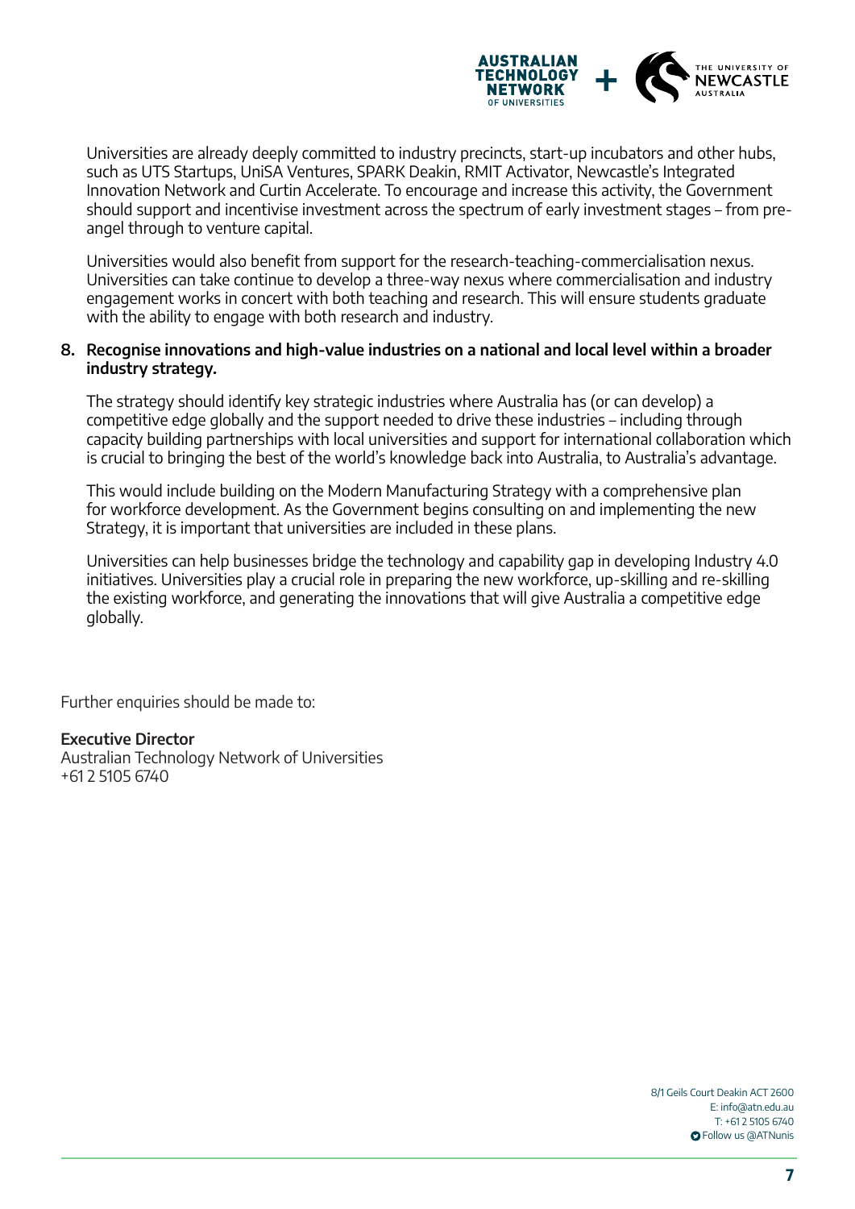Universities are already deeply committed to industry precincts, start-up incubators and other hubs, such as UTS Startups, UniSA Ventures, SPARK Deakin, RMIT Activator, Newcastle's Integrated Innovation Network and Curtin Accelerate. To encourage and increase this activity, the Government should support and incentivise investment across the spectrum of early investment stages – from pre-angel through to venture capital.

Universities would also benefit from support for the research-teaching-commercialisation nexus. Universities can take continue to develop a three-way nexus where commercialisation and industry engagement works in concert with both teaching and research. This will ensure students graduate with the ability to engage with both research and industry.

8. **Recognise innovations and high-value industries on a national and local level within a broader industry strategy.**

   The strategy should identify key strategic industries where Australia has (or can develop) a competitive edge globally and the support needed to drive these industries – including through capacity building partnerships with local universities and support for international collaboration which is crucial to bringing the best of the world's knowledge back into Australia, to Australia's advantage.

   This would include building on the Modern Manufacturing Strategy with a comprehensive plan for workforce development. As the Government begins consulting on and implementing the new Strategy, it is important that universities are included in these plans.

   Universities can help businesses bridge the technology and capability gap in developing Industry 4.0 initiatives. Universities play a crucial role in preparing the new workforce, up-skilling and re-skilling the existing workforce, and generating the innovations that will give Australia a competitive edge globally.

Further enquiries should be made to:

**Executive Director**
Australian Technology Network of Universities
+61 2 5105 6740

8/1 Geils Court Deakin ACT 2600
E: info@atn.edu.au
T: +61 2 5105 6740
Follow us @ATNunis